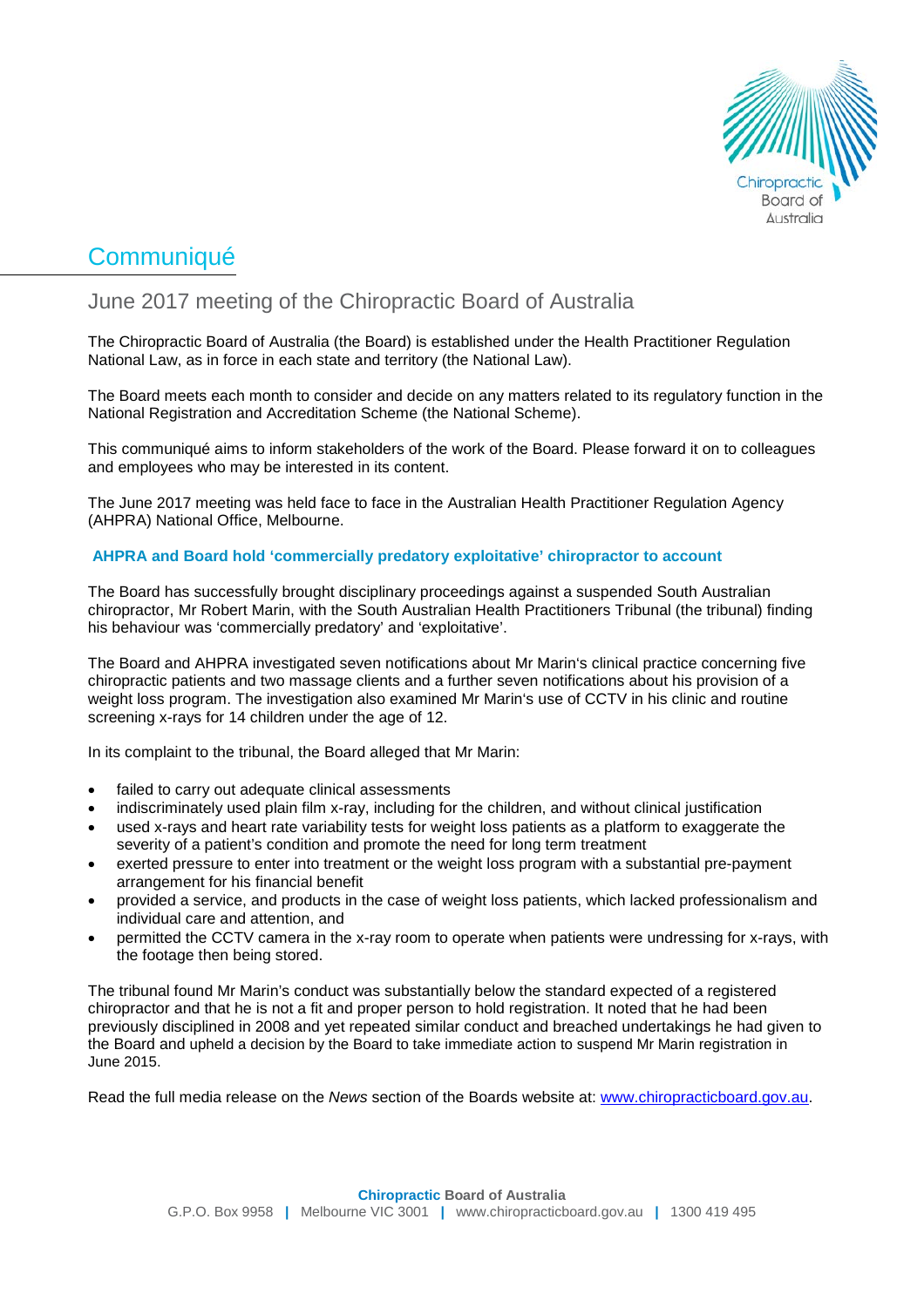# Communiqué

## June 2017 meeting of the Chiropractic Board of Australia

The Chiropractic Board of Australia (the Board) is established under the Health Practitioner Regulation National Law, as in force in each state and territory (the National Law).

The Board meets each month to consider and decide on any matters related to its regulatory function in the National Registration and Accreditation Scheme (the National Scheme).

This communiqué aims to inform stakeholders of the work of the Board. Please forward it on to colleagues and employees who may be interested in its content.

The June 2017 meeting was held face to face in the Australian Health Practitioner Regulation Agency (AHPRA) National Office, Melbourne.

### AHPRA and Board hold 'commercially predatory exploitative' chiropractor to account

The Board has successfully brought disciplinary proceedings against a suspended South Australian chiropractor, Mr Robert Marin, with the South Australian Health Practitioners Tribunal (the tribunal) finding his behaviour was 'commercially predatory' and 'exploitative'.

The Board and AHPRA investigated seven notifications about Mr Marin's clinical practice concerning five chiropractic patients and two massage clients and a further seven notifications about his provision of a weight loss program. The investigation also examined Mr Marin's use of CCTV in his clinic and routine screening x-rays for 14 children under the age of 12.

In its complaint to the tribunal, the Board alleged that Mr Marin:

- failed to carry out adequate clinical assessments
- indiscriminately used plain film x-ray, including for the children, and without clinical justification
- used x-rays and heart rate variability tests for weight loss patients as a platform to exaggerate the severity of a patient's condition and promote the need for long term treatment
- exerted pressure to enter into treatment or the weight loss program with a substantial pre-payment arrangement for his financial benefit
- provided a service, and products in the case of weight loss patients, which lacked professionalism and individual care and attention, and
- permitted the CCTV camera in the x-ray room to operate when patients were undressing for x-rays, with the footage then being stored.

The tribunal found Mr Marin's conduct was substantially below the standard expected of a registered chiropractor and that he is not a fit and proper person to hold registration. It noted that he had been previously disciplined in 2008 and yet repeated similar conduct and breached undertakings he had given to the Board and upheld a decision by the Board to take immediate action to suspend Mr Marin registration in June 2015.

Read the full media release on the *News* section of the Boards website at: [www.chiropracticboard.gov.au](http://www.chiropracticboard.gov.au).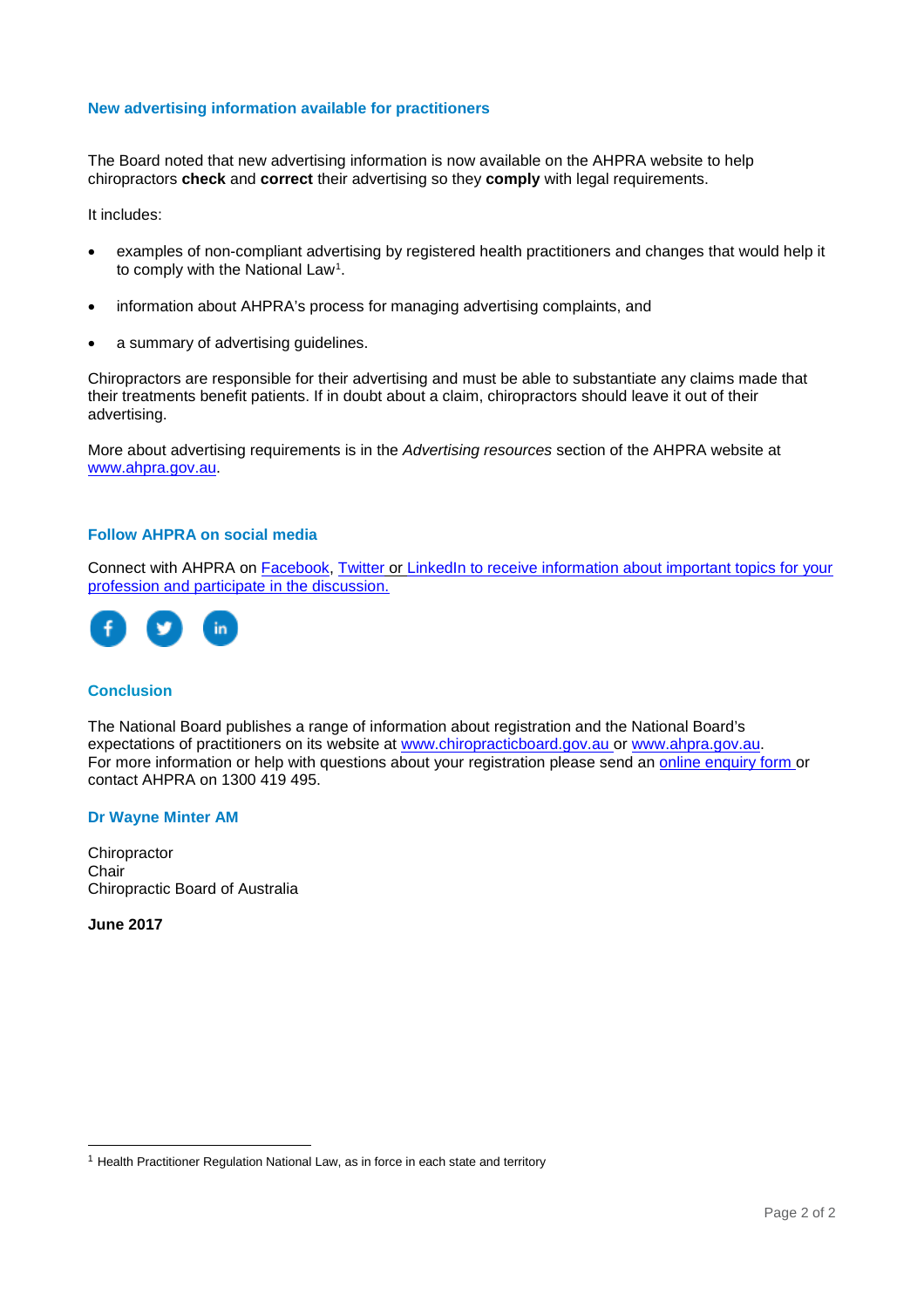## New advertising information available for practitioners

The Board noted that new advertising information is now available on the AHPRA website to help chiropractors **check** and **correct** their advertising so they **comply** with legal requirements.

It includes:

- examples of non-compliant advertising by registered health practitioners and changes that would help it to comply with the National Law[1].
- information about AHPRA's process for managing advertising complaints, and
- a summary of advertising guidelines.

Chiropractors are responsible for their advertising and must be able to substantiate any claims made that their treatments benefit patients. If in doubt about a claim, chiropractors should leave it out of their advertising.

More about advertising requirements is in the *Advertising resources* section of the AHPRA website at www.ahpra.gov.au.

## Follow AHPRA on social media

Connect with AHPRA on Facebook, Twitter or LinkedIn to receive information about important topics for your profession and participate in the discussion.

## Conclusion

The National Board publishes a range of information about registration and the National Board's expectations of practitioners on its website at www.chiropracticboard.gov.au or www.ahpra.gov.au. For more information or help with questions about your registration please send an online enquiry form or contact AHPRA on 1300 419 495.

**Dr Wayne Minter AM**

Chiropractor
Chair
Chiropractic Board of Australia

**June 2017**

---

[1] Health Practitioner Regulation National Law, as in force in each state and territory